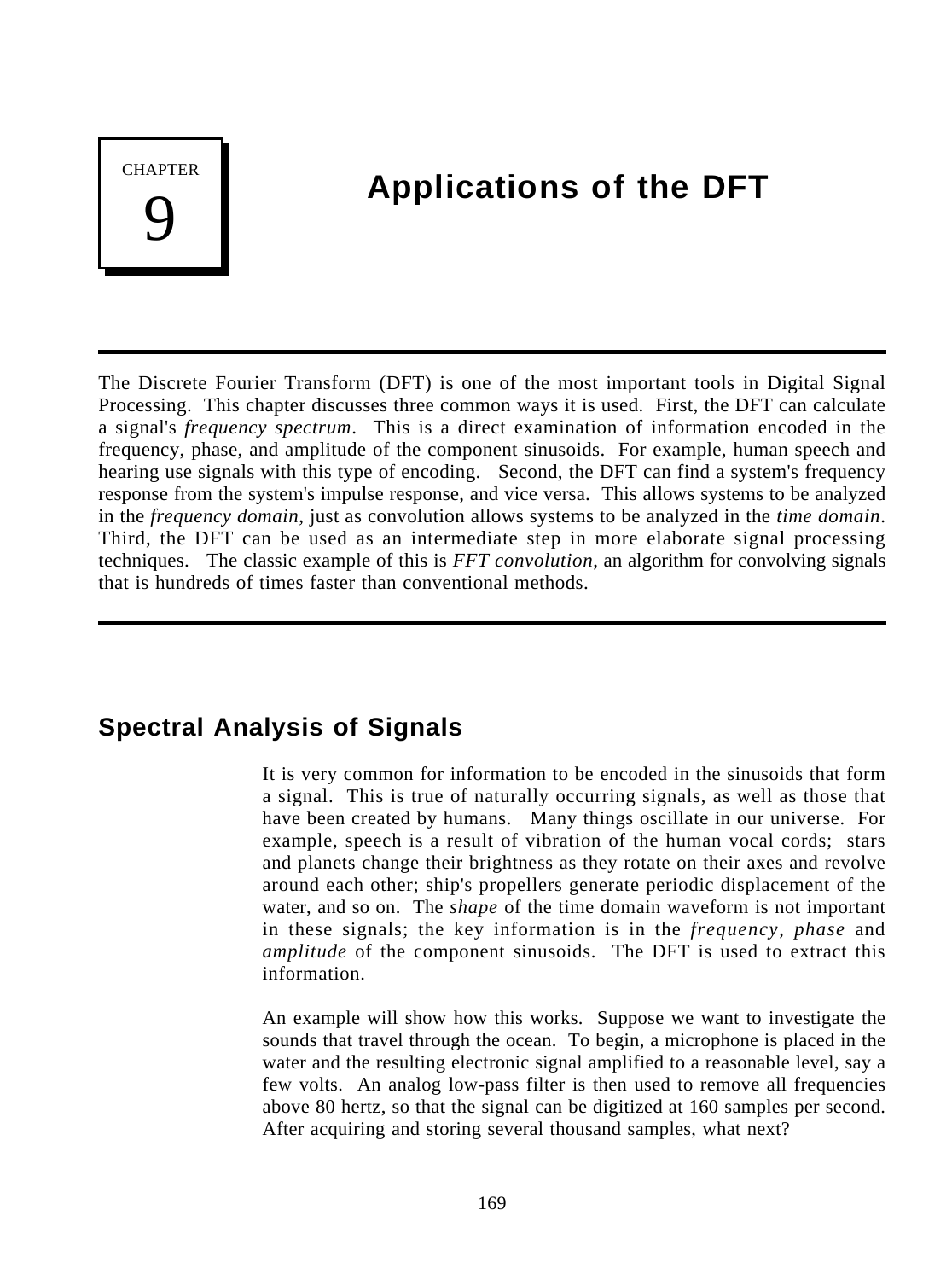CHAPTER

# 9

# Applications of the DFT

The Discrete Fourier Transform (DFT) is one of the most important tools in Digital Signal Processing. This chapter discusses three common ways it is used. First, the DFT can calculate a signal's *frequency spectrum*. This is a direct examination of information encoded in the frequency, phase, and amplitude of the component sinusoids. For example, human speech and hearing use signals with this type of encoding. Second, the DFT can find a system's frequency response from the system's impulse response, and vice versa. This allows systems to be analyzed in the *frequency domain*, just as convolution allows systems to be analyzed in the *time domain*. Third, the DFT can be used as an intermediate step in more elaborate signal processing techniques. The classic example of this is *FFT convolution*, an algorithm for convolving signals that is hundreds of times faster than conventional methods.

## Spectral Analysis of Signals

It is very common for information to be encoded in the sinusoids that form a signal. This is true of naturally occurring signals, as well as those that have been created by humans. Many things oscillate in our universe. For example, speech is a result of vibration of the human vocal cords; stars and planets change their brightness as they rotate on their axes and revolve around each other; ship's propellers generate periodic displacement of the water, and so on. The *shape* of the time domain waveform is not important in these signals; the key information is in the *frequency*, *phase* and *amplitude* of the component sinusoids. The DFT is used to extract this information.

An example will show how this works. Suppose we want to investigate the sounds that travel through the ocean. To begin, a microphone is placed in the water and the resulting electronic signal amplified to a reasonable level, say a few volts. An analog low-pass filter is then used to remove all frequencies above 80 hertz, so that the signal can be digitized at 160 samples per second. After acquiring and storing several thousand samples, what next?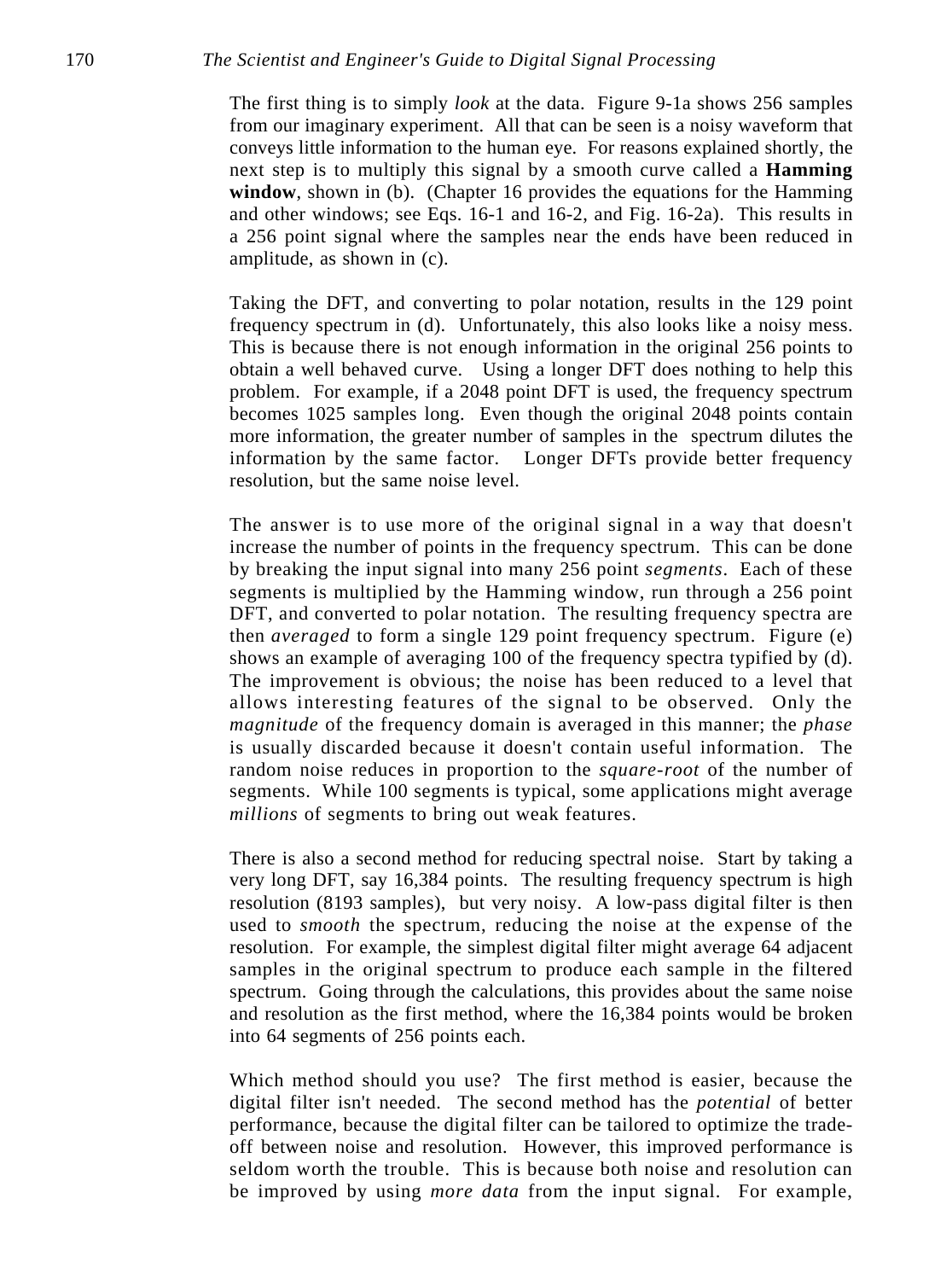The first thing is to simply *look* at the data. Figure 9-1a shows 256 samples from our imaginary experiment. All that can be seen is a noisy waveform that conveys little information to the human eye. For reasons explained shortly, the next step is to multiply this signal by a smooth curve called a **Hamming window**, shown in (b). (Chapter 16 provides the equations for the Hamming and other windows; see Eqs. 16-1 and 16-2, and Fig. 16-2a). This results in a 256 point signal where the samples near the ends have been reduced in amplitude, as shown in (c).

Taking the DFT, and converting to polar notation, results in the 129 point frequency spectrum in (d). Unfortunately, this also looks like a noisy mess. This is because there is not enough information in the original 256 points to obtain a well behaved curve. Using a longer DFT does nothing to help this problem. For example, if a 2048 point DFT is used, the frequency spectrum becomes 1025 samples long. Even though the original 2048 points contain more information, the greater number of samples in the spectrum dilutes the information by the same factor. Longer DFTs provide better frequency resolution, but the same noise level.

The answer is to use more of the original signal in a way that doesn't increase the number of points in the frequency spectrum. This can be done by breaking the input signal into many 256 point *segments*. Each of these segments is multiplied by the Hamming window, run through a 256 point DFT, and converted to polar notation. The resulting frequency spectra are then *averaged* to form a single 129 point frequency spectrum. Figure (e) shows an example of averaging 100 of the frequency spectra typified by (d). The improvement is obvious; the noise has been reduced to a level that allows interesting features of the signal to be observed. Only the *magnitude* of the frequency domain is averaged in this manner; the *phase* is usually discarded because it doesn't contain useful information. The random noise reduces in proportion to the *square-root* of the number of segments. While 100 segments is typical, some applications might average *millions* of segments to bring out weak features.

There is also a second method for reducing spectral noise. Start by taking a very long DFT, say 16,384 points. The resulting frequency spectrum is high resolution (8193 samples), but very noisy. A low-pass digital filter is then used to *smooth* the spectrum, reducing the noise at the expense of the resolution. For example, the simplest digital filter might average 64 adjacent samples in the original spectrum to produce each sample in the filtered spectrum. Going through the calculations, this provides about the same noise and resolution as the first method, where the 16,384 points would be broken into 64 segments of 256 points each.

Which method should you use? The first method is easier, because the digital filter isn't needed. The second method has the *potential* of better performance, because the digital filter can be tailored to optimize the trade-off between noise and resolution. However, this improved performance is seldom worth the trouble. This is because both noise and resolution can be improved by using *more data* from the input signal. For example,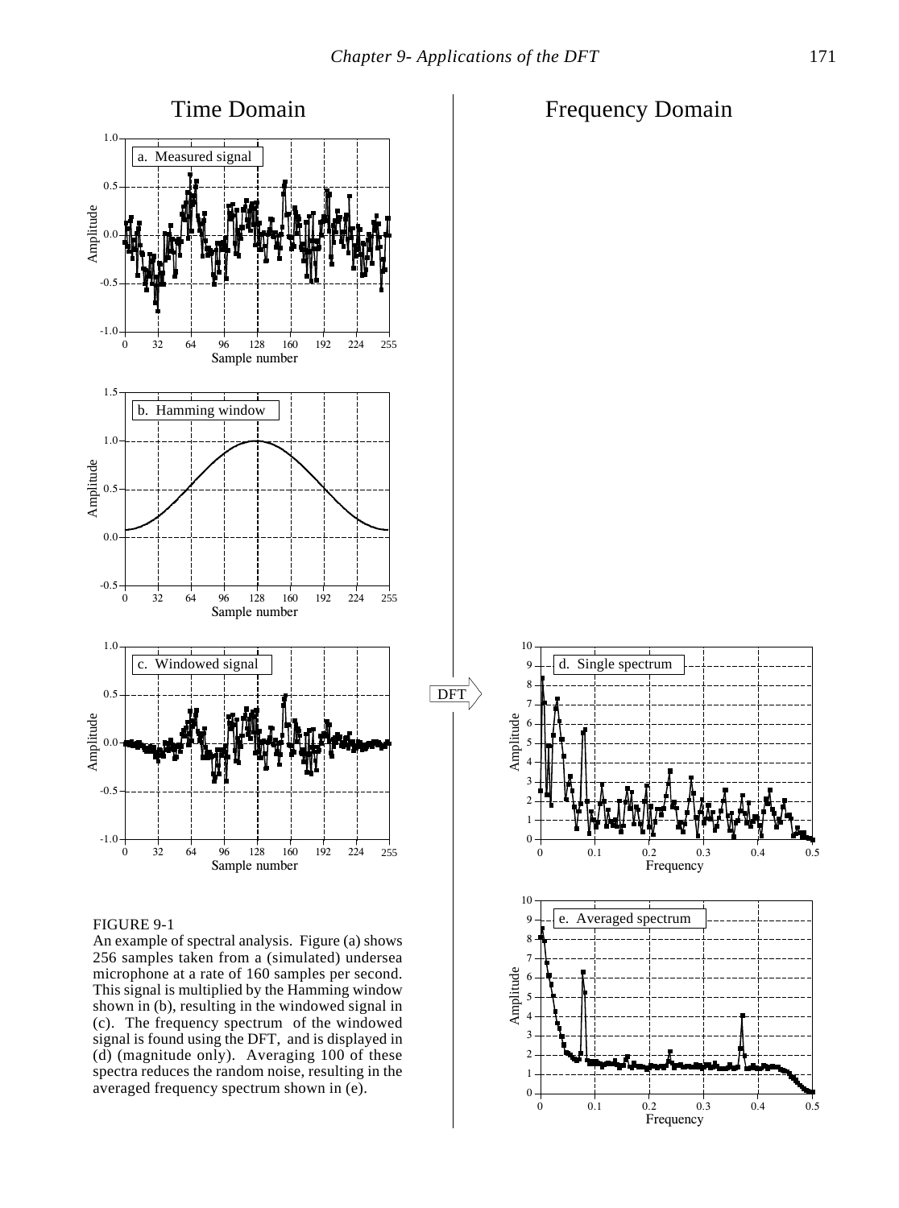Time Domain

a. Measured signal

Amplitude

1.0
0.5
0.0
-0.5
-1.0

0 32 64 96 128 160 192 224 255

Sample number

b. Hamming window

Amplitude

1.5
1.0
0.5
0.0
-0.5

0 32 64 96 128 160 192 224 255

Sample number

c. Windowed signal

Amplitude

1.0
0.5
0.0
-0.5
-1.0

0 32 64 96 128 160 192 224 255

Sample number

DFT

Frequency Domain

d. Single spectrum

Amplitude

10
9
8
7
6
5
4
3
2
1
0

0 0.1 0.2 0.3 0.4 0.5

Frequency

e. Averaged spectrum

Amplitude

10
9
8
7
6
5
4
3
2
1
0

0 0.1 0.2 0.3 0.4 0.5

Frequency

FIGURE 9-1
An example of spectral analysis. Figure (a) shows 256 samples taken from a (simulated) undersea microphone at a rate of 160 samples per second. This signal is multiplied by the Hamming window shown in (b), resulting in the windowed signal in (c). The frequency spectrum of the windowed signal is found using the DFT, and is displayed in (d) (magnitude only). Averaging 100 of these spectra reduces the random noise, resulting in the averaged frequency spectrum shown in (e).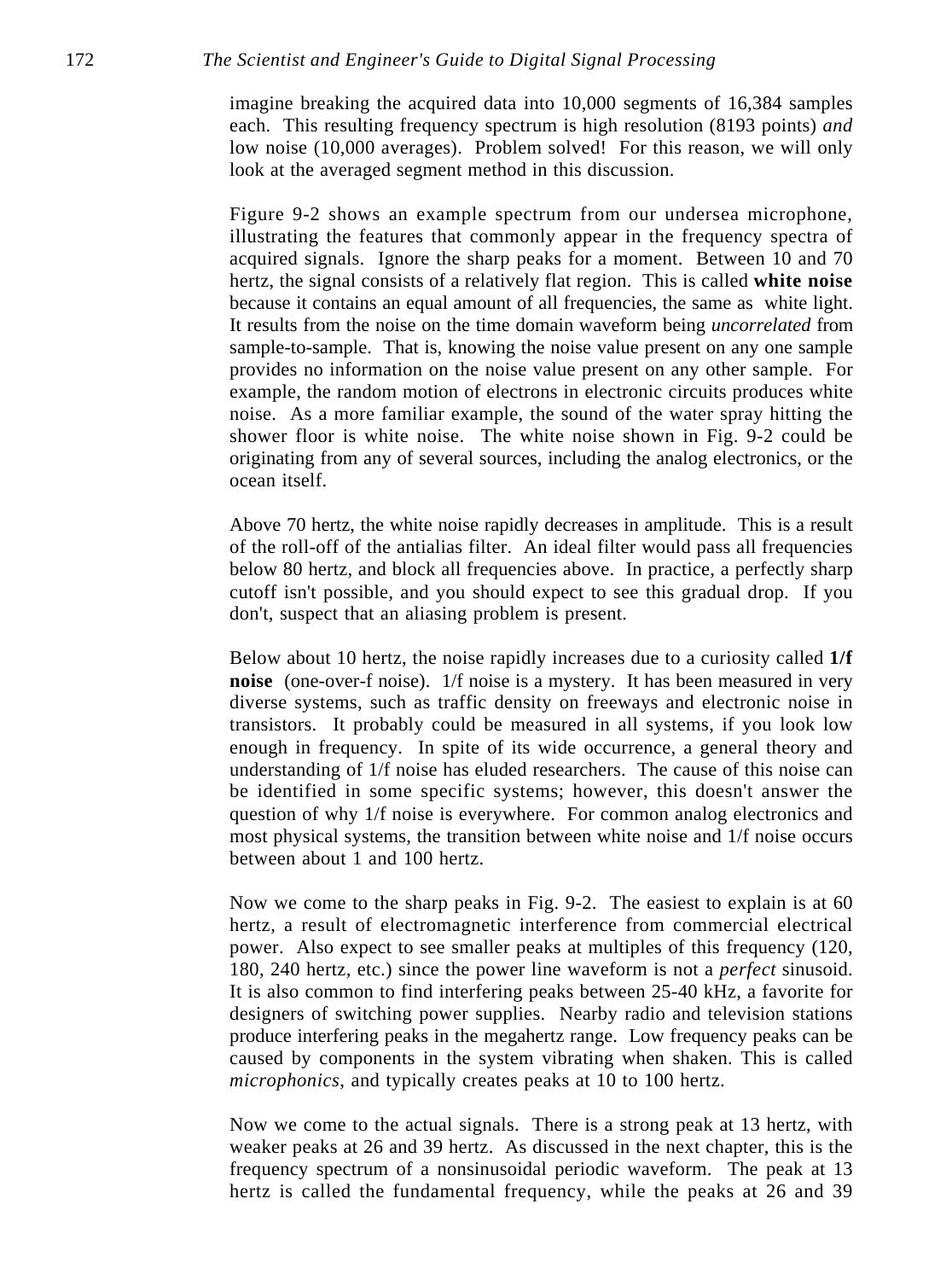imagine breaking the acquired data into 10,000 segments of 16,384 samples each. This resulting frequency spectrum is high resolution (8193 points) *and* low noise (10,000 averages). Problem solved! For this reason, we will only look at the averaged segment method in this discussion.

Figure 9-2 shows an example spectrum from our undersea microphone, illustrating the features that commonly appear in the frequency spectra of acquired signals. Ignore the sharp peaks for a moment. Between 10 and 70 hertz, the signal consists of a relatively flat region. This is called **white noise** because it contains an equal amount of all frequencies, the same as white light. It results from the noise on the time domain waveform being *uncorrelated* from sample-to-sample. That is, knowing the noise value present on any one sample provides no information on the noise value present on any other sample. For example, the random motion of electrons in electronic circuits produces white noise. As a more familiar example, the sound of the water spray hitting the shower floor is white noise. The white noise shown in Fig. 9-2 could be originating from any of several sources, including the analog electronics, or the ocean itself.

Above 70 hertz, the white noise rapidly decreases in amplitude. This is a result of the roll-off of the antialias filter. An ideal filter would pass all frequencies below 80 hertz, and block all frequencies above. In practice, a perfectly sharp cutoff isn't possible, and you should expect to see this gradual drop. If you don't, suspect that an aliasing problem is present.

Below about 10 hertz, the noise rapidly increases due to a curiosity called **1/f noise** (one-over-f noise). 1/f noise is a mystery. It has been measured in very diverse systems, such as traffic density on freeways and electronic noise in transistors. It probably could be measured in all systems, if you look low enough in frequency. In spite of its wide occurrence, a general theory and understanding of 1/f noise has eluded researchers. The cause of this noise can be identified in some specific systems; however, this doesn't answer the question of why 1/f noise is everywhere. For common analog electronics and most physical systems, the transition between white noise and 1/f noise occurs between about 1 and 100 hertz.

Now we come to the sharp peaks in Fig. 9-2. The easiest to explain is at 60 hertz, a result of electromagnetic interference from commercial electrical power. Also expect to see smaller peaks at multiples of this frequency (120, 180, 240 hertz, etc.) since the power line waveform is not a *perfect* sinusoid. It is also common to find interfering peaks between 25-40 kHz, a favorite for designers of switching power supplies. Nearby radio and television stations produce interfering peaks in the megahertz range. Low frequency peaks can be caused by components in the system vibrating when shaken. This is called *microphonics*, and typically creates peaks at 10 to 100 hertz.

Now we come to the actual signals. There is a strong peak at 13 hertz, with weaker peaks at 26 and 39 hertz. As discussed in the next chapter, this is the frequency spectrum of a nonsinusoidal periodic waveform. The peak at 13 hertz is called the fundamental frequency, while the peaks at 26 and 39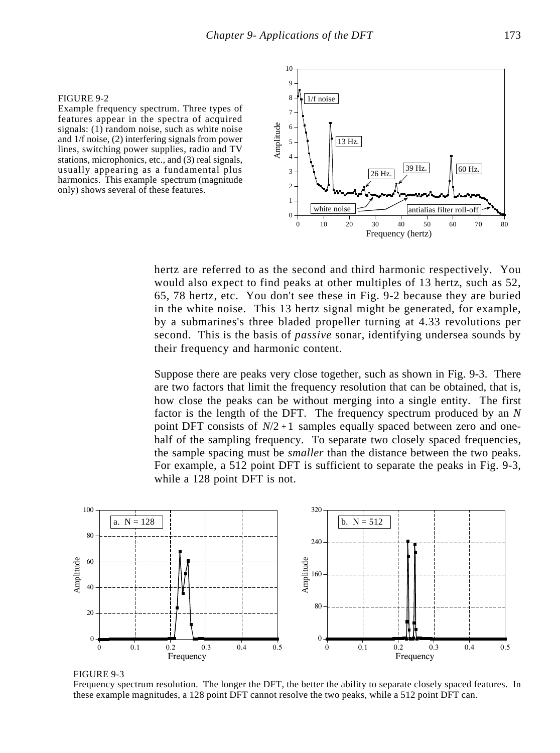FIGURE 9-2

Example frequency spectrum. Three types of features appear in the spectra of acquired signals: (1) random noise, such as white noise and 1/f noise, (2) interfering signals from power lines, switching power supplies, radio and TV stations, microphonics, etc., and (3) real signals, usually appearing as a fundamental plus harmonics. This example spectrum (magnitude only) shows several of these features.

Amplitude

Frequency (hertz)

1/f noise

13 Hz.

26 Hz.

39 Hz.

60 Hz.

white noise

antialias filter roll-off

0 1 2 3 4 5 6 7 8 9 10

0 10 20 30 40 50 60 70 80

hertz are referred to as the second and third harmonic respectively. You would also expect to find peaks at other multiples of 13 hertz, such as 52, 65, 78 hertz, etc. You don't see these in Fig. 9-2 because they are buried in the white noise. This 13 hertz signal might be generated, for example, by a submarines's three bladed propeller turning at 4.33 revolutions per second. This is the basis of *passive* sonar, identifying undersea sounds by their frequency and harmonic content.

Suppose there are peaks very close together, such as shown in Fig. 9-3. There are two factors that limit the frequency resolution that can be obtained, that is, how close the peaks can be without merging into a single entity. The first factor is the length of the DFT. The frequency spectrum produced by an $N$ point DFT consists of $N/2+1$ samples equally spaced between zero and one-half of the sampling frequency. To separate two closely spaced frequencies, the sample spacing must be *smaller* than the distance between the two peaks. For example, a 512 point DFT is sufficient to separate the peaks in Fig. 9-3, while a 128 point DFT is not.

a. N = 128

Amplitude

Frequency

0 20 40 60 80 100

0 0.1 0.2 0.3 0.4 0.5

b. N = 512

Amplitude

Frequency

0 80 160 240 320

0 0.1 0.2 0.3 0.4 0.5

FIGURE 9-3

Frequency spectrum resolution. The longer the DFT, the better the ability to separate closely spaced features. In these example magnitudes, a 128 point DFT cannot resolve the two peaks, while a 512 point DFT can.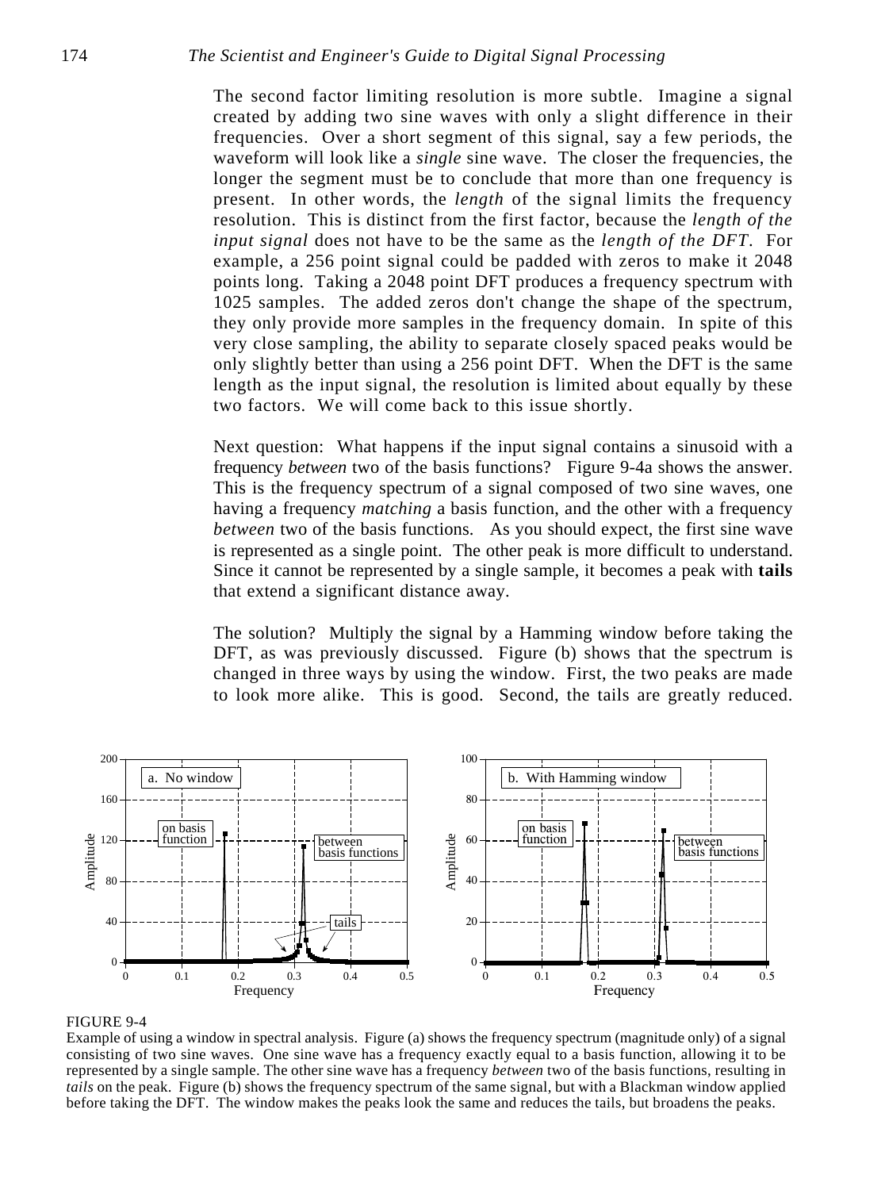The second factor limiting resolution is more subtle. Imagine a signal created by adding two sine waves with only a slight difference in their frequencies. Over a short segment of this signal, say a few periods, the waveform will look like a *single* sine wave. The closer the frequencies, the longer the segment must be to conclude that more than one frequency is present. In other words, the *length* of the signal limits the frequency resolution. This is distinct from the first factor, because the *length of the input signal* does not have to be the same as the *length of the DFT*. For example, a 256 point signal could be padded with zeros to make it 2048 points long. Taking a 2048 point DFT produces a frequency spectrum with 1025 samples. The added zeros don't change the shape of the spectrum, they only provide more samples in the frequency domain. In spite of this very close sampling, the ability to separate closely spaced peaks would be only slightly better than using a 256 point DFT. When the DFT is the same length as the input signal, the resolution is limited about equally by these two factors. We will come back to this issue shortly.

Next question: What happens if the input signal contains a sinusoid with a frequency *between* two of the basis functions? Figure 9-4a shows the answer. This is the frequency spectrum of a signal composed of two sine waves, one having a frequency *matching* a basis function, and the other with a frequency *between* two of the basis functions. As you should expect, the first sine wave is represented as a single point. The other peak is more difficult to understand. Since it cannot be represented by a single sample, it becomes a peak with **tails** that extend a significant distance away.

The solution? Multiply the signal by a Hamming window before taking the DFT, as was previously discussed. Figure (b) shows that the spectrum is changed in three ways by using the window. First, the two peaks are made to look more alike. This is good. Second, the tails are greatly reduced.

a. No window
on basis function
between basis functions
tails
Amplitude
Frequency
200
160
120
80
40
0
0
0.1
0.2
0.3
0.4
0.5

b. With Hamming window
on basis function
between basis functions
Amplitude
Frequency
100
80
60
40
20
0
0
0.1
0.2
0.3
0.4
0.5

FIGURE 9-4
Example of using a window in spectral analysis. Figure (a) shows the frequency spectrum (magnitude only) of a signal consisting of two sine waves. One sine wave has a frequency exactly equal to a basis function, allowing it to be represented by a single sample. The other sine wave has a frequency *between* two of the basis functions, resulting in *tails* on the peak. Figure (b) shows the frequency spectrum of the same signal, but with a Blackman window applied before taking the DFT. The window makes the peaks look the same and reduces the tails, but broadens the peaks.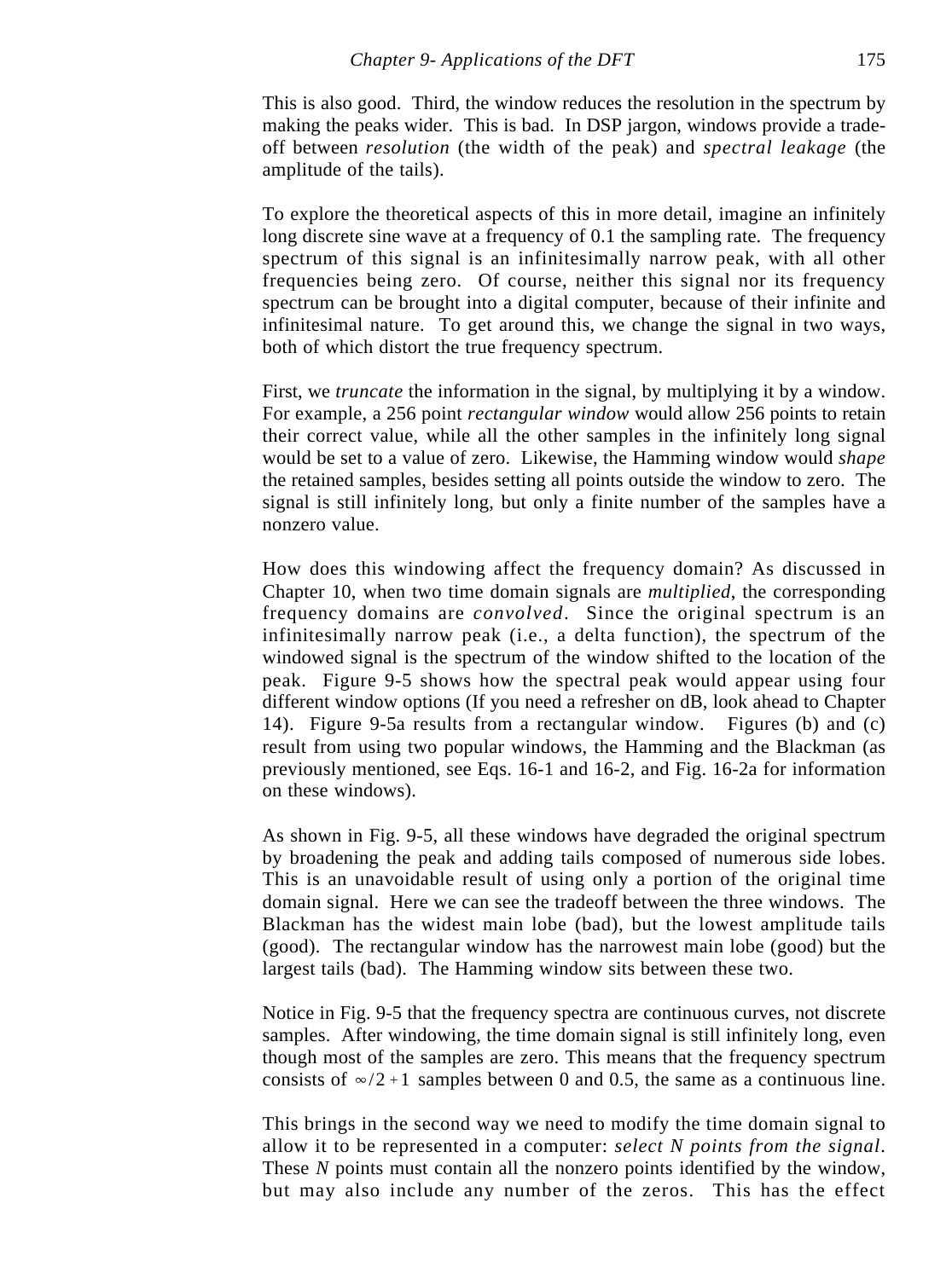This is also good. Third, the window reduces the resolution in the spectrum by making the peaks wider. This is bad. In DSP jargon, windows provide a tradeoff between *resolution* (the width of the peak) and *spectral leakage* (the amplitude of the tails).

To explore the theoretical aspects of this in more detail, imagine an infinitely long discrete sine wave at a frequency of 0.1 the sampling rate. The frequency spectrum of this signal is an infinitesimally narrow peak, with all other frequencies being zero. Of course, neither this signal nor its frequency spectrum can be brought into a digital computer, because of their infinite and infinitesimal nature. To get around this, we change the signal in two ways, both of which distort the true frequency spectrum.

First, we *truncate* the information in the signal, by multiplying it by a window. For example, a 256 point *rectangular window* would allow 256 points to retain their correct value, while all the other samples in the infinitely long signal would be set to a value of zero. Likewise, the Hamming window would *shape* the retained samples, besides setting all points outside the window to zero. The signal is still infinitely long, but only a finite number of the samples have a nonzero value.

How does this windowing affect the frequency domain? As discussed in Chapter 10, when two time domain signals are *multiplied*, the corresponding frequency domains are *convolved*. Since the original spectrum is an infinitesimally narrow peak (i.e., a delta function), the spectrum of the windowed signal is the spectrum of the window shifted to the location of the peak. Figure 9-5 shows how the spectral peak would appear using four different window options (If you need a refresher on dB, look ahead to Chapter 14). Figure 9-5a results from a rectangular window. Figures (b) and (c) result from using two popular windows, the Hamming and the Blackman (as previously mentioned, see Eqs. 16-1 and 16-2, and Fig. 16-2a for information on these windows).

As shown in Fig. 9-5, all these windows have degraded the original spectrum by broadening the peak and adding tails composed of numerous side lobes. This is an unavoidable result of using only a portion of the original time domain signal. Here we can see the tradeoff between the three windows. The Blackman has the widest main lobe (bad), but the lowest amplitude tails (good). The rectangular window has the narrowest main lobe (good) but the largest tails (bad). The Hamming window sits between these two.

Notice in Fig. 9-5 that the frequency spectra are continuous curves, not discrete samples. After windowing, the time domain signal is still infinitely long, even though most of the samples are zero. This means that the frequency spectrum consists of $\infty/2+1$ samples between 0 and 0.5, the same as a continuous line.

This brings in the second way we need to modify the time domain signal to allow it to be represented in a computer: *select N points from the signal*. These $N$ points must contain all the nonzero points identified by the window, but may also include any number of the zeros. This has the effect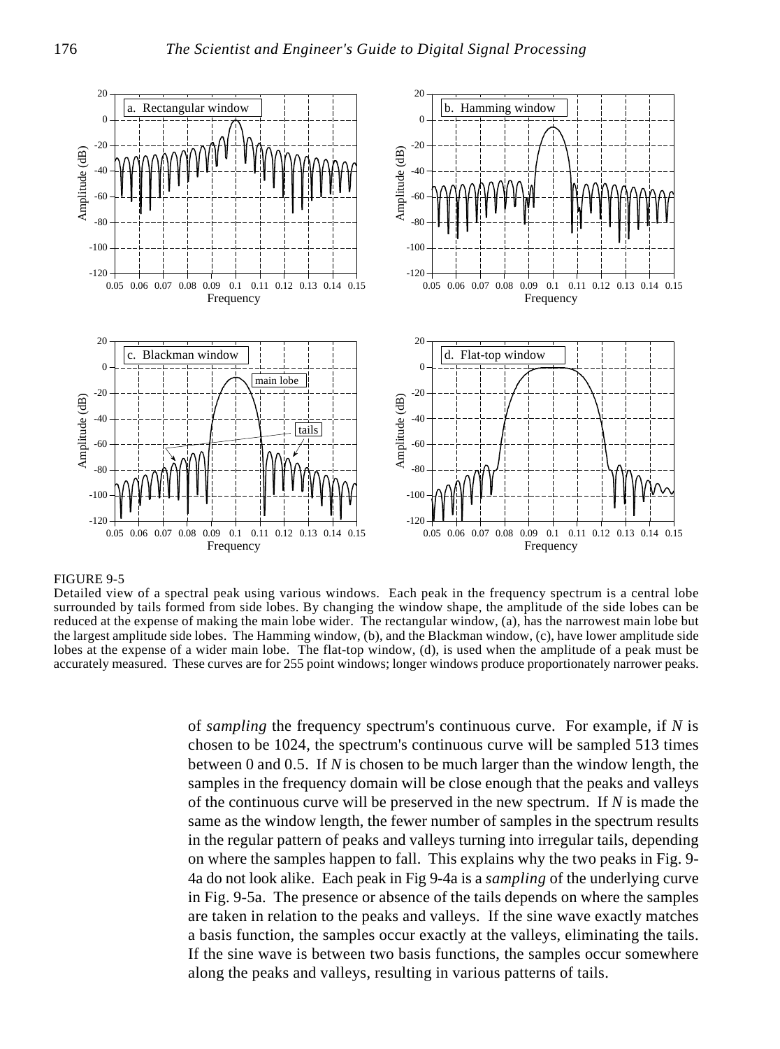a. Rectangular window

Amplitude (dB)

20
0
-20
-40
-60
-80
-100
-120

0.05 0.06 0.07 0.08 0.09 0.1 0.11 0.12 0.13 0.14 0.15

Frequency

b. Hamming window

Amplitude (dB)

20
0
-20
-40
-60
-80
-100
-120

0.05 0.06 0.07 0.08 0.09 0.1 0.11 0.12 0.13 0.14 0.15

Frequency

c. Blackman window

main lobe

tails

Amplitude (dB)

20
0
-20
-40
-60
-80
-100
-120

0.05 0.06 0.07 0.08 0.09 0.1 0.11 0.12 0.13 0.14 0.15

Frequency

d. Flat-top window

Amplitude (dB)

20
0
-20
-40
-60
-80
-100
-120

0.05 0.06 0.07 0.08 0.09 0.1 0.11 0.12 0.13 0.14 0.15

Frequency

FIGURE 9-5
Detailed view of a spectral peak using various windows. Each peak in the frequency spectrum is a central lobe surrounded by tails formed from side lobes. By changing the window shape, the amplitude of the side lobes can be reduced at the expense of making the main lobe wider. The rectangular window, (a), has the narrowest main lobe but the largest amplitude side lobes. The Hamming window, (b), and the Blackman window, (c), have lower amplitude side lobes at the expense of a wider main lobe. The flat-top window, (d), is used when the amplitude of a peak must be accurately measured. These curves are for 255 point windows; longer windows produce proportionately narrower peaks.

of *sampling* the frequency spectrum's continuous curve. For example, if $N$ is chosen to be 1024, the spectrum's continuous curve will be sampled 513 times between 0 and 0.5. If $N$ is chosen to be much larger than the window length, the samples in the frequency domain will be close enough that the peaks and valleys of the continuous curve will be preserved in the new spectrum. If $N$ is made the same as the window length, the fewer number of samples in the spectrum results in the regular pattern of peaks and valleys turning into irregular tails, depending on where the samples happen to fall. This explains why the two peaks in Fig. 9-4a do not look alike. Each peak in Fig 9-4a is a *sampling* of the underlying curve in Fig. 9-5a. The presence or absence of the tails depends on where the samples are taken in relation to the peaks and valleys. If the sine wave exactly matches a basis function, the samples occur exactly at the valleys, eliminating the tails. If the sine wave is between two basis functions, the samples occur somewhere along the peaks and valleys, resulting in various patterns of tails.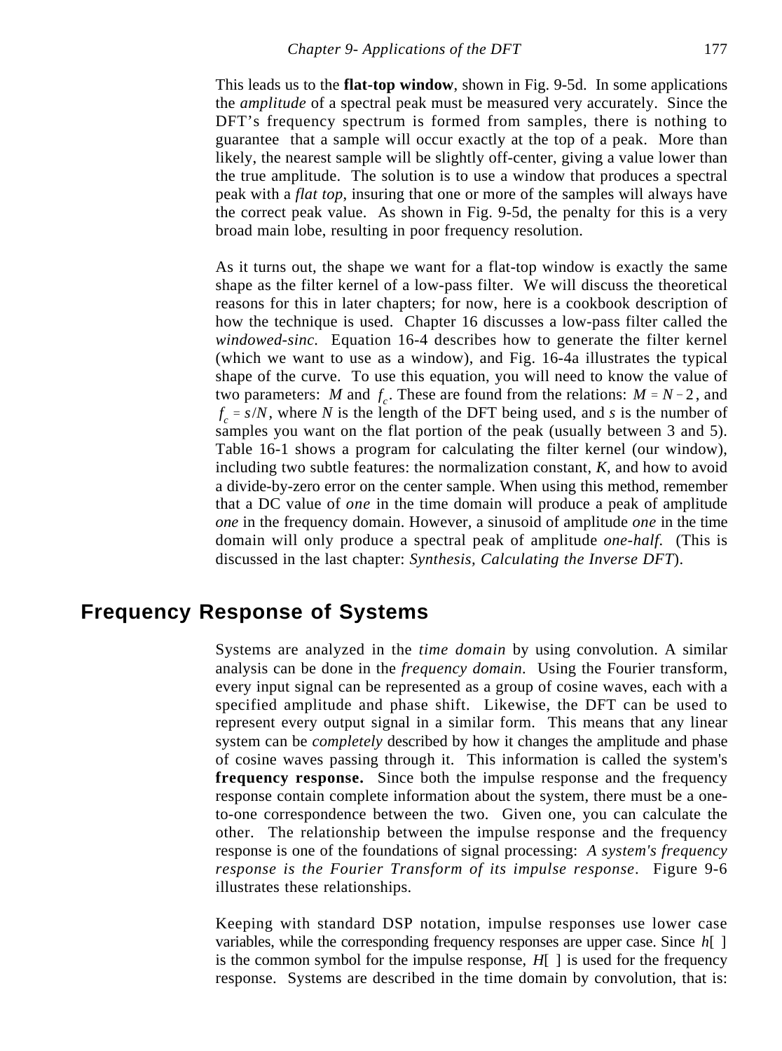This leads us to the **flat-top window**, shown in Fig. 9-5d. In some applications the *amplitude* of a spectral peak must be measured very accurately. Since the DFT's frequency spectrum is formed from samples, there is nothing to guarantee that a sample will occur exactly at the top of a peak. More than likely, the nearest sample will be slightly off-center, giving a value lower than the true amplitude. The solution is to use a window that produces a spectral peak with a *flat top*, insuring that one or more of the samples will always have the correct peak value. As shown in Fig. 9-5d, the penalty for this is a very broad main lobe, resulting in poor frequency resolution.

As it turns out, the shape we want for a flat-top window is exactly the same shape as the filter kernel of a low-pass filter. We will discuss the theoretical reasons for this in later chapters; for now, here is a cookbook description of how the technique is used. Chapter 16 discusses a low-pass filter called the *windowed-sinc*. Equation 16-4 describes how to generate the filter kernel (which we want to use as a window), and Fig. 16-4a illustrates the typical shape of the curve. To use this equation, you will need to know the value of two parameters: $M$ and $f_c$. These are found from the relations: $M = N - 2$, and $f_c = s/N$, where $N$ is the length of the DFT being used, and $s$ is the number of samples you want on the flat portion of the peak (usually between 3 and 5). Table 16-1 shows a program for calculating the filter kernel (our window), including two subtle features: the normalization constant, $K$, and how to avoid a divide-by-zero error on the center sample. When using this method, remember that a DC value of *one* in the time domain will produce a peak of amplitude *one* in the frequency domain. However, a sinusoid of amplitude *one* in the time domain will only produce a spectral peak of amplitude *one-half*. (This is discussed in the last chapter: *Synthesis, Calculating the Inverse DFT*).

## Frequency Response of Systems

Systems are analyzed in the *time domain* by using convolution. A similar analysis can be done in the *frequency domain*. Using the Fourier transform, every input signal can be represented as a group of cosine waves, each with a specified amplitude and phase shift. Likewise, the DFT can be used to represent every output signal in a similar form. This means that any linear system can be *completely* described by how it changes the amplitude and phase of cosine waves passing through it. This information is called the system's **frequency response.** Since both the impulse response and the frequency response contain complete information about the system, there must be a one-to-one correspondence between the two. Given one, you can calculate the other. The relationship between the impulse response and the frequency response is one of the foundations of signal processing: *A system's frequency response is the Fourier Transform of its impulse response*. Figure 9-6 illustrates these relationships.

Keeping with standard DSP notation, impulse responses use lower case variables, while the corresponding frequency responses are upper case. Since $h[\ ]$ is the common symbol for the impulse response, $H[\ ]$ is used for the frequency response. Systems are described in the time domain by convolution, that is: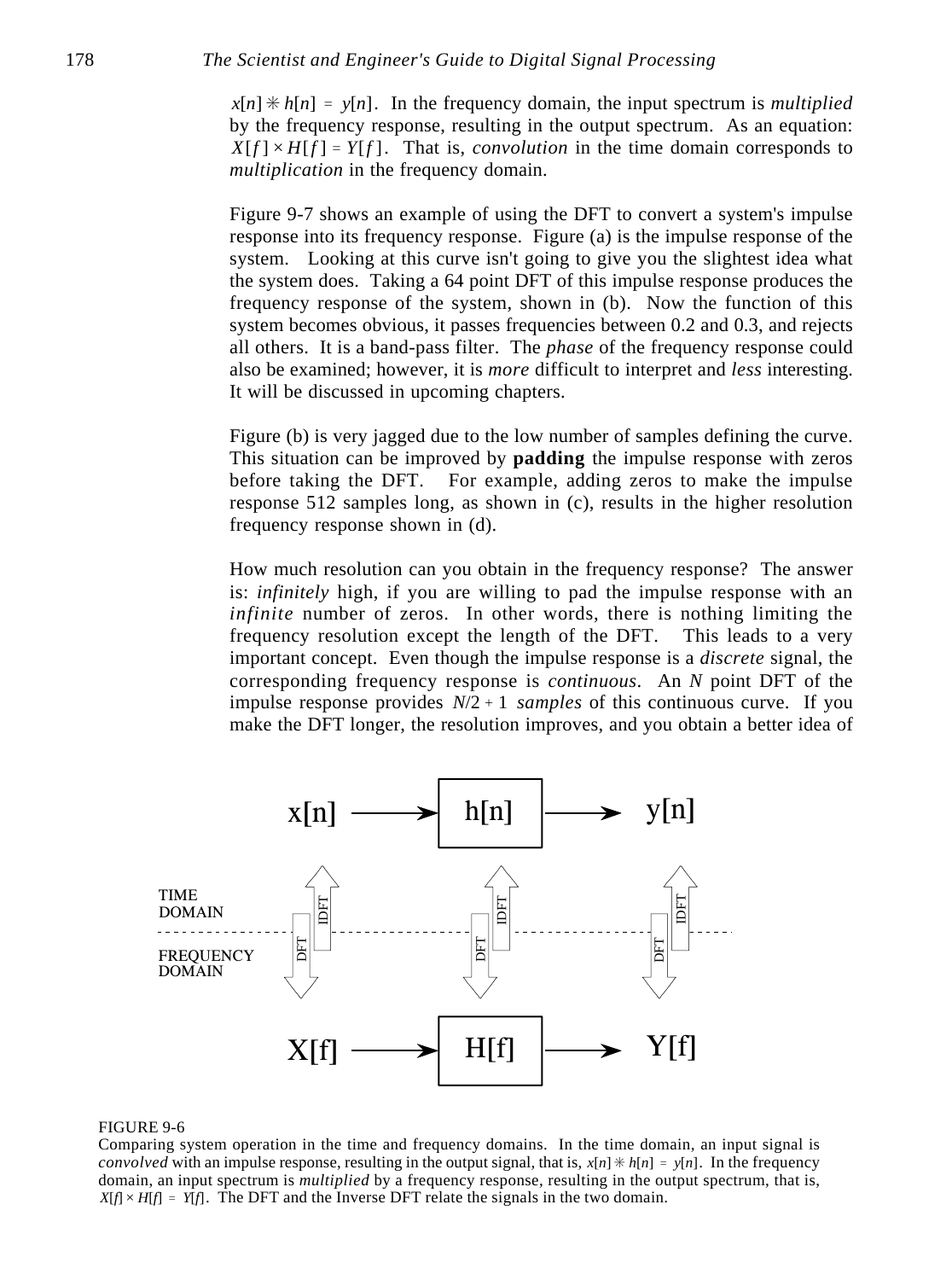$x[n] * h[n] = y[n]$. In the frequency domain, the input spectrum is *multiplied* by the frequency response, resulting in the output spectrum. As an equation: $X[f] \times H[f] = Y[f]$. That is, *convolution* in the time domain corresponds to *multiplication* in the frequency domain.

Figure 9-7 shows an example of using the DFT to convert a system's impulse response into its frequency response. Figure (a) is the impulse response of the system. Looking at this curve isn't going to give you the slightest idea what the system does. Taking a 64 point DFT of this impulse response produces the frequency response of the system, shown in (b). Now the function of this system becomes obvious, it passes frequencies between 0.2 and 0.3, and rejects all others. It is a band-pass filter. The *phase* of the frequency response could also be examined; however, it is *more* difficult to interpret and *less* interesting. It will be discussed in upcoming chapters.

Figure (b) is very jagged due to the low number of samples defining the curve. This situation can be improved by **padding** the impulse response with zeros before taking the DFT. For example, adding zeros to make the impulse response 512 samples long, as shown in (c), results in the higher resolution frequency response shown in (d).

How much resolution can you obtain in the frequency response? The answer is: *infinitely* high, if you are willing to pad the impulse response with an *infinite* number of zeros. In other words, there is nothing limiting the frequency resolution except the length of the DFT. This leads to a very important concept. Even though the impulse response is a *discrete* signal, the corresponding frequency response is *continuous*. An $N$ point DFT of the impulse response provides $N/2 + 1$ *samples* of this continuous curve. If you make the DFT longer, the resolution improves, and you obtain a better idea of

x[n]
h[n]
y[n]
TIME DOMAIN
FREQUENCY DOMAIN
DFT
IDFT
DFT
IDFT
DFT
IDFT
X[f]
H[f]
Y[f]

FIGURE 9-6
Comparing system operation in the time and frequency domains. In the time domain, an input signal is *convolved* with an impulse response, resulting in the output signal, that is, $x[n] * h[n] = y[n]$. In the frequency domain, an input spectrum is *multiplied* by a frequency response, resulting in the output spectrum, that is, $X[f] \times H[f] = Y[f]$. The DFT and the Inverse DFT relate the signals in the two domain.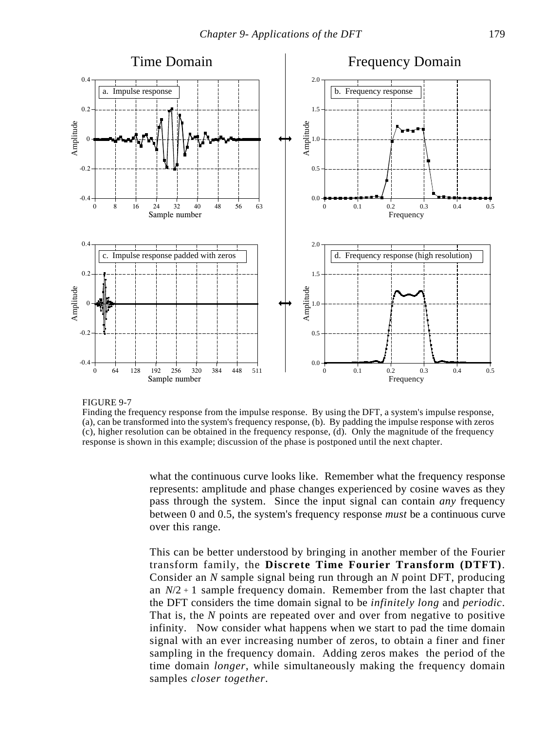FIGURE 9-7
Finding the frequency response from the impulse response. By using the DFT, a system's impulse response, (a), can be transformed into the system's frequency response, (b). By padding the impulse response with zeros (c), higher resolution can be obtained in the frequency response, (d). Only the magnitude of the frequency response is shown in this example; discussion of the phase is postponed until the next chapter.

what the continuous curve looks like. Remember what the frequency response represents: amplitude and phase changes experienced by cosine waves as they pass through the system. Since the input signal can contain *any* frequency between 0 and 0.5, the system's frequency response *must* be a continuous curve over this range.

This can be better understood by bringing in another member of the Fourier transform family, the **Discrete Time Fourier Transform (DTFT)**. Consider an $N$ sample signal being run through an $N$ point DFT, producing an $N/2+1$ sample frequency domain. Remember from the last chapter that the DFT considers the time domain signal to be *infinitely long* and *periodic*. That is, the $N$ points are repeated over and over from negative to positive infinity. Now consider what happens when we start to pad the time domain signal with an ever increasing number of zeros, to obtain a finer and finer sampling in the frequency domain. Adding zeros makes the period of the time domain *longer*, while simultaneously making the frequency domain samples *closer together*.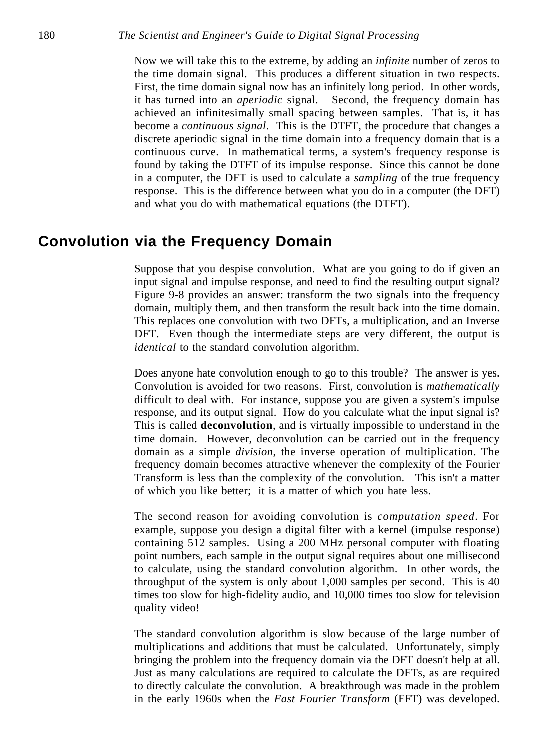Now we will take this to the extreme, by adding an *infinite* number of zeros to the time domain signal. This produces a different situation in two respects. First, the time domain signal now has an infinitely long period. In other words, it has turned into an *aperiodic* signal. Second, the frequency domain has achieved an infinitesimally small spacing between samples. That is, it has become a *continuous signal*. This is the DTFT, the procedure that changes a discrete aperiodic signal in the time domain into a frequency domain that is a continuous curve. In mathematical terms, a system's frequency response is found by taking the DTFT of its impulse response. Since this cannot be done in a computer, the DFT is used to calculate a *sampling* of the true frequency response. This is the difference between what you do in a computer (the DFT) and what you do with mathematical equations (the DTFT).

## Convolution via the Frequency Domain

Suppose that you despise convolution. What are you going to do if given an input signal and impulse response, and need to find the resulting output signal? Figure 9-8 provides an answer: transform the two signals into the frequency domain, multiply them, and then transform the result back into the time domain. This replaces one convolution with two DFTs, a multiplication, and an Inverse DFT. Even though the intermediate steps are very different, the output is *identical* to the standard convolution algorithm.

Does anyone hate convolution enough to go to this trouble? The answer is yes. Convolution is avoided for two reasons. First, convolution is *mathematically* difficult to deal with. For instance, suppose you are given a system's impulse response, and its output signal. How do you calculate what the input signal is? This is called **deconvolution**, and is virtually impossible to understand in the time domain. However, deconvolution can be carried out in the frequency domain as a simple *division*, the inverse operation of multiplication. The frequency domain becomes attractive whenever the complexity of the Fourier Transform is less than the complexity of the convolution. This isn't a matter of which you like better; it is a matter of which you hate less.

The second reason for avoiding convolution is *computation speed*. For example, suppose you design a digital filter with a kernel (impulse response) containing 512 samples. Using a 200 MHz personal computer with floating point numbers, each sample in the output signal requires about one millisecond to calculate, using the standard convolution algorithm. In other words, the throughput of the system is only about 1,000 samples per second. This is 40 times too slow for high-fidelity audio, and 10,000 times too slow for television quality video!

The standard convolution algorithm is slow because of the large number of multiplications and additions that must be calculated. Unfortunately, simply bringing the problem into the frequency domain via the DFT doesn't help at all. Just as many calculations are required to calculate the DFTs, as are required to directly calculate the convolution. A breakthrough was made in the problem in the early 1960s when the *Fast Fourier Transform* (FFT) was developed.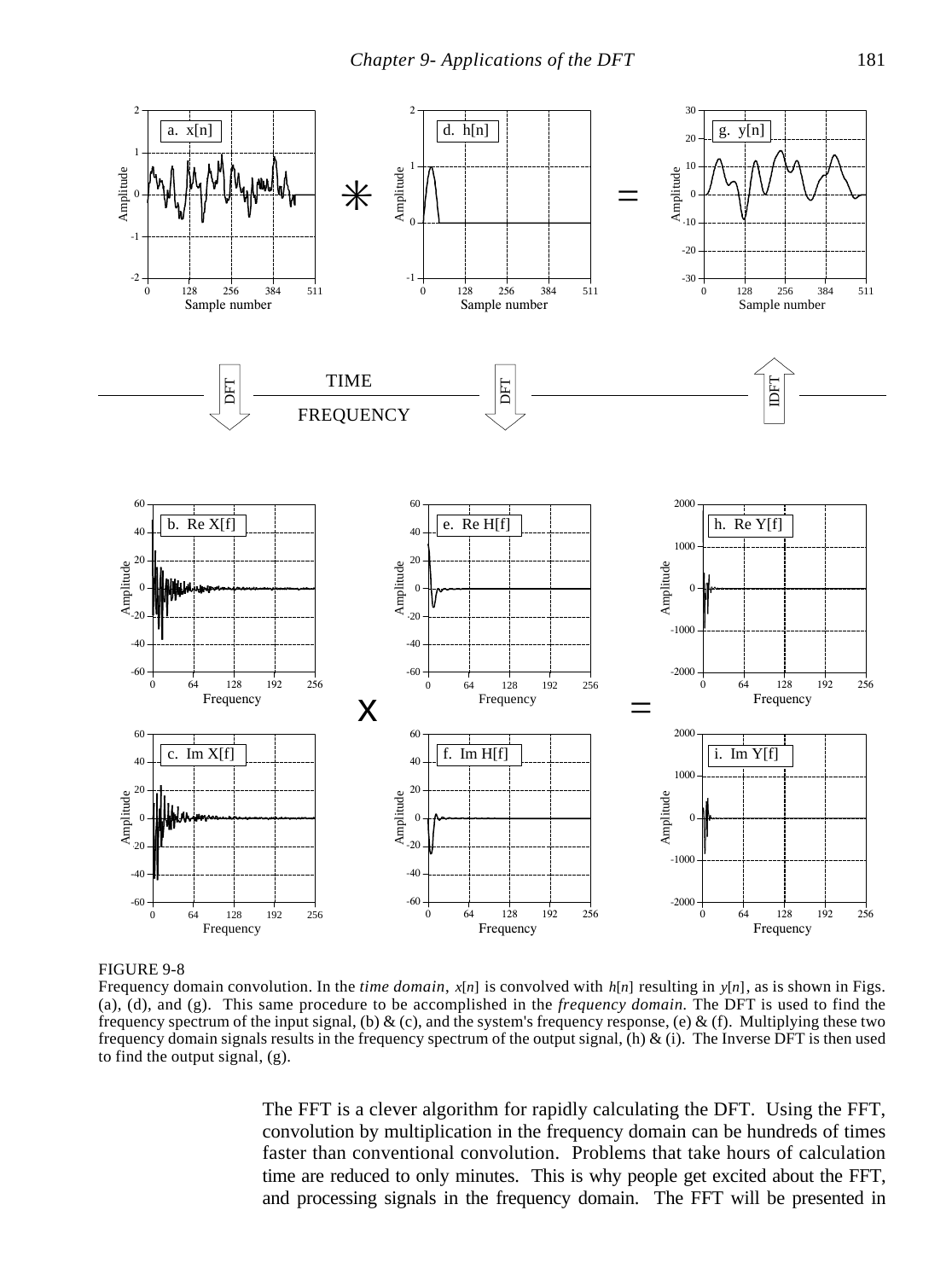a. x[n]

Amplitude

Sample number

0 128 256 384 511

2 1 0 -1 -2

*

d. h[n]

Amplitude

Sample number

2 1 0 -1

=

g. y[n]

Amplitude

Sample number

30 20 10 0 -10 -20 -30

DFT

TIME

FREQUENCY

DFT

IDFT

b. Re X[f]

Amplitude

Frequency

0 64 128 192 256

60 40 20 0 -20 -40 -60

e. Re H[f]

x

=

h. Re Y[f]

2000 1000 0 -1000 -2000

c. Im X[f]

f. Im H[f]

i. Im Y[f]

FIGURE 9-8
Frequency domain convolution. In the *time domain*, $x[n]$ is convolved with $h[n]$ resulting in $y[n]$, as is shown in Figs. (a), (d), and (g). This same procedure to be accomplished in the *frequency domain*. The DFT is used to find the frequency spectrum of the input signal, (b) & (c), and the system's frequency response, (e) & (f). Multiplying these two frequency domain signals results in the frequency spectrum of the output signal, (h) & (i). The Inverse DFT is then used to find the output signal, (g).

The FFT is a clever algorithm for rapidly calculating the DFT. Using the FFT, convolution by multiplication in the frequency domain can be hundreds of times faster than conventional convolution. Problems that take hours of calculation time are reduced to only minutes. This is why people get excited about the FFT, and processing signals in the frequency domain. The FFT will be presented in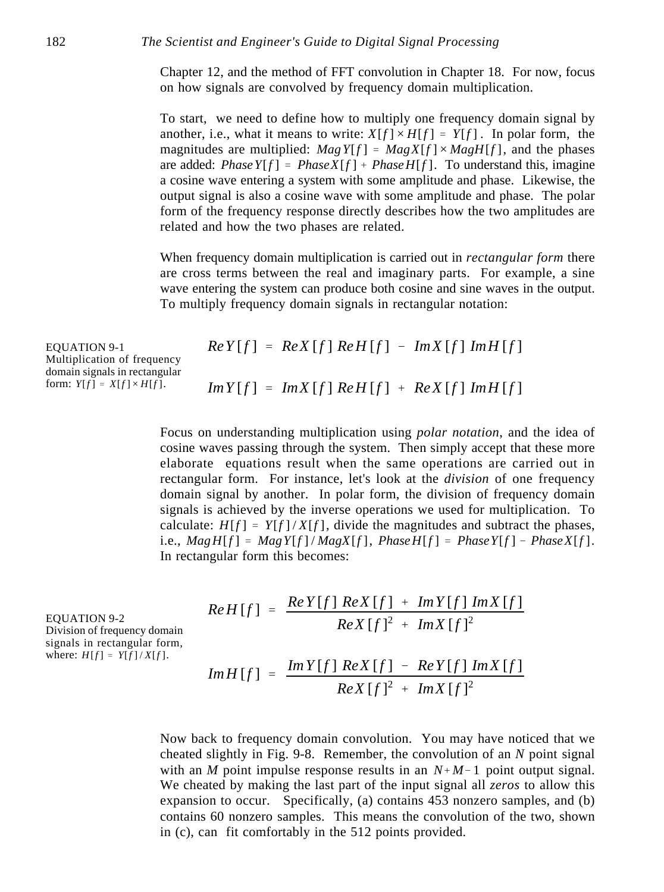Chapter 12, and the method of FFT convolution in Chapter 18. For now, focus on how signals are convolved by frequency domain multiplication.

To start, we need to define how to multiply one frequency domain signal by another, i.e., what it means to write: $X[f] \times H[f] = Y[f]$. In polar form, the magnitudes are multiplied: $Mag\,Y[f] = Mag\,X[f] \times Mag\,H[f]$, and the phases are added: $Phase\,Y[f] = Phase\,X[f] + Phase\,H[f]$. To understand this, imagine a cosine wave entering a system with some amplitude and phase. Likewise, the output signal is also a cosine wave with some amplitude and phase. The polar form of the frequency response directly describes how the two amplitudes are related and how the two phases are related.

When frequency domain multiplication is carried out in *rectangular form* there are cross terms between the real and imaginary parts. For example, a sine wave entering the system can produce both cosine and sine waves in the output. To multiply frequency domain signals in rectangular notation:

EQUATION 9-1
Multiplication of frequency domain signals in rectangular form: $Y[f] = X[f] \times H[f]$.

$$Re\,Y[f] = Re\,X[f]\; Re\,H[f] - Im\,X[f]\; Im\,H[f]$$

$$Im\,Y[f] = Im\,X[f]\; Re\,H[f] + Re\,X[f]\; Im\,H[f]$$

Focus on understanding multiplication using *polar notation*, and the idea of cosine waves passing through the system. Then simply accept that these more elaborate equations result when the same operations are carried out in rectangular form. For instance, let's look at the *division* of one frequency domain signal by another. In polar form, the division of frequency domain signals is achieved by the inverse operations we used for multiplication. To calculate: $H[f] = Y[f] / X[f]$, divide the magnitudes and subtract the phases, i.e., $Mag\,H[f] = Mag\,Y[f] / Mag\,X[f]$, $Phase\,H[f] = Phase\,Y[f] - Phase\,X[f]$. In rectangular form this becomes:

EQUATION 9-2
Division of frequency domain signals in rectangular form, where: $H[f] = Y[f] / X[f]$.

$$Re\,H[f] = \frac{Re\,Y[f]\; Re\,X[f] + Im\,Y[f]\; Im\,X[f]}{Re\,X[f]^2 + Im\,X[f]^2}$$

$$Im\,H[f] = \frac{Im\,Y[f]\; Re\,X[f] - Re\,Y[f]\; Im\,X[f]}{Re\,X[f]^2 + Im\,X[f]^2}$$

Now back to frequency domain convolution. You may have noticed that we cheated slightly in Fig. 9-8. Remember, the convolution of an *N* point signal with an *M* point impulse response results in an $N+M-1$ point output signal. We cheated by making the last part of the input signal all *zeros* to allow this expansion to occur. Specifically, (a) contains 453 nonzero samples, and (b) contains 60 nonzero samples. This means the convolution of the two, shown in (c), can fit comfortably in the 512 points provided.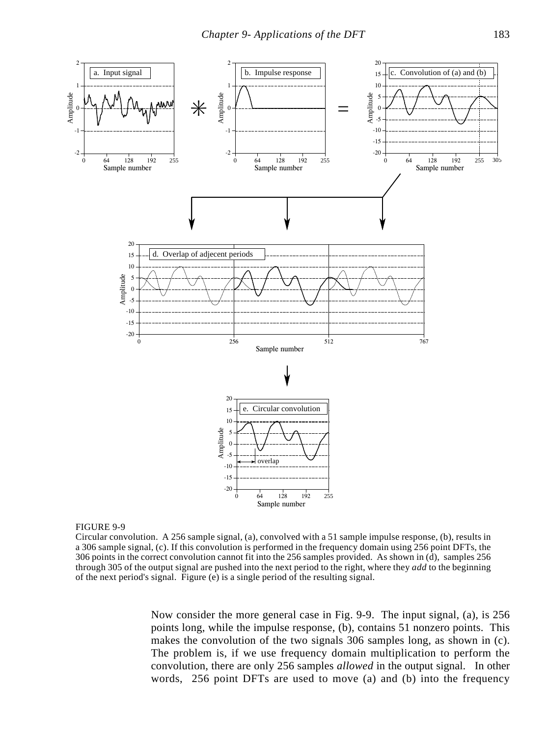a. Input signal

Amplitude

Sample number

b. Impulse response

Amplitude

Sample number

c. Convolution of (a) and (b)

Amplitude

Sample number

d. Overlap of adjecent periods

Amplitude

Sample number

e. Circular convolution

Amplitude

overlap

Sample number

FIGURE 9-9
Circular convolution. A 256 sample signal, (a), convolved with a 51 sample impulse response, (b), results in a 306 sample signal, (c). If this convolution is performed in the frequency domain using 256 point DFTs, the 306 points in the correct convolution cannot fit into the 256 samples provided. As shown in (d), samples 256 through 305 of the output signal are pushed into the next period to the right, where they *add* to the beginning of the next period's signal. Figure (e) is a single period of the resulting signal.

Now consider the more general case in Fig. 9-9. The input signal, (a), is 256 points long, while the impulse response, (b), contains 51 nonzero points. This makes the convolution of the two signals 306 samples long, as shown in (c). The problem is, if we use frequency domain multiplication to perform the convolution, there are only 256 samples *allowed* in the output signal. In other words, 256 point DFTs are used to move (a) and (b) into the frequency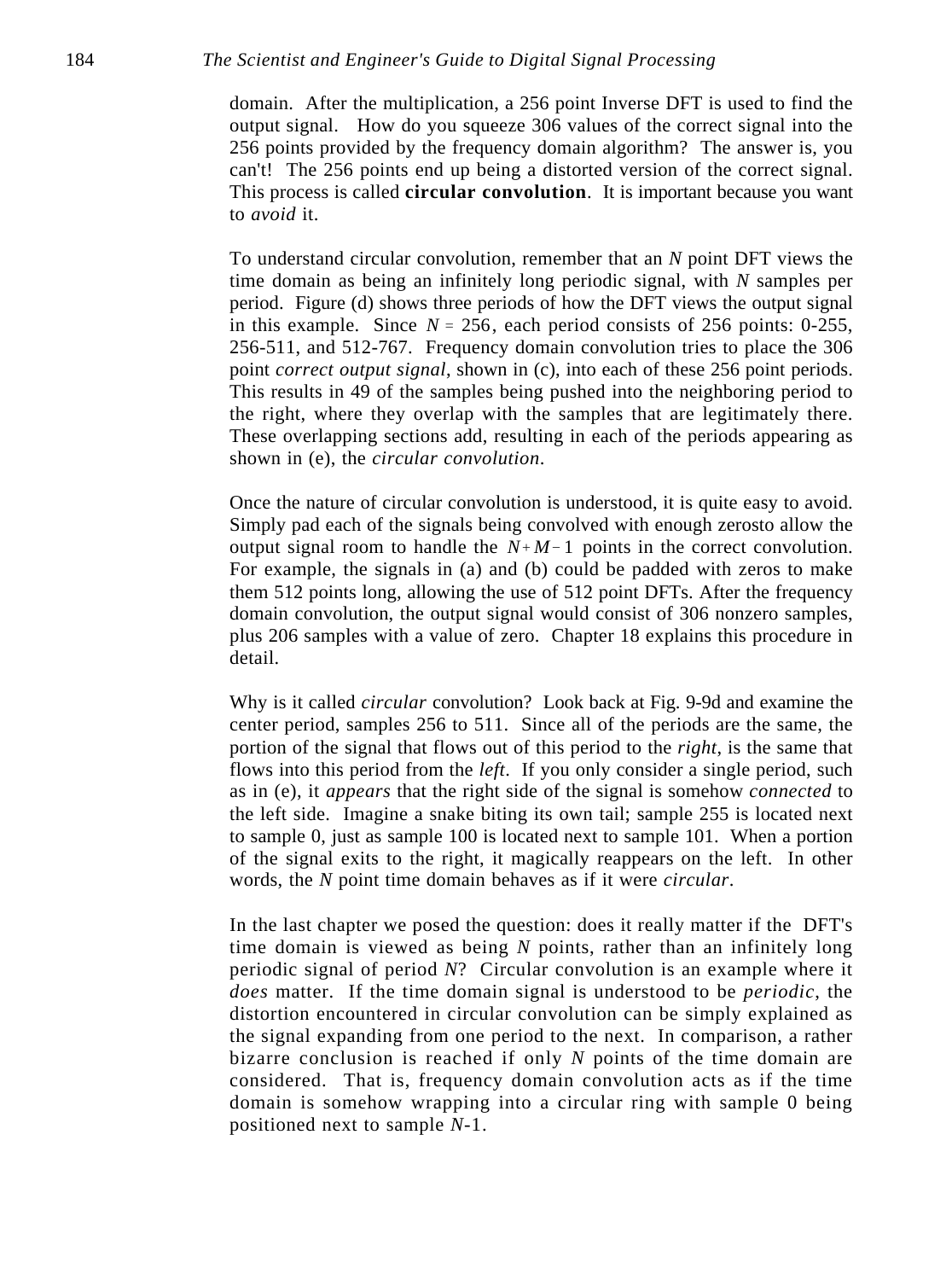domain. After the multiplication, a 256 point Inverse DFT is used to find the output signal. How do you squeeze 306 values of the correct signal into the 256 points provided by the frequency domain algorithm? The answer is, you can't! The 256 points end up being a distorted version of the correct signal. This process is called **circular convolution**. It is important because you want to *avoid* it.

To understand circular convolution, remember that an *N* point DFT views the time domain as being an infinitely long periodic signal, with *N* samples per period. Figure (d) shows three periods of how the DFT views the output signal in this example. Since $N = 256$, each period consists of 256 points: 0-255, 256-511, and 512-767. Frequency domain convolution tries to place the 306 point *correct output signal*, shown in (c), into each of these 256 point periods. This results in 49 of the samples being pushed into the neighboring period to the right, where they overlap with the samples that are legitimately there. These overlapping sections add, resulting in each of the periods appearing as shown in (e), the *circular convolution*.

Once the nature of circular convolution is understood, it is quite easy to avoid. Simply pad each of the signals being convolved with enough zerosto allow the output signal room to handle the $N+M-1$ points in the correct convolution. For example, the signals in (a) and (b) could be padded with zeros to make them 512 points long, allowing the use of 512 point DFTs. After the frequency domain convolution, the output signal would consist of 306 nonzero samples, plus 206 samples with a value of zero. Chapter 18 explains this procedure in detail.

Why is it called *circular* convolution? Look back at Fig. 9-9d and examine the center period, samples 256 to 511. Since all of the periods are the same, the portion of the signal that flows out of this period to the *right*, is the same that flows into this period from the *left*. If you only consider a single period, such as in (e), it *appears* that the right side of the signal is somehow *connected* to the left side. Imagine a snake biting its own tail; sample 255 is located next to sample 0, just as sample 100 is located next to sample 101. When a portion of the signal exits to the right, it magically reappears on the left. In other words, the *N* point time domain behaves as if it were *circular*.

In the last chapter we posed the question: does it really matter if the DFT's time domain is viewed as being *N* points, rather than an infinitely long periodic signal of period *N*? Circular convolution is an example where it *does* matter. If the time domain signal is understood to be *periodic*, the distortion encountered in circular convolution can be simply explained as the signal expanding from one period to the next. In comparison, a rather bizarre conclusion is reached if only *N* points of the time domain are considered. That is, frequency domain convolution acts as if the time domain is somehow wrapping into a circular ring with sample 0 being positioned next to sample *N*-1.